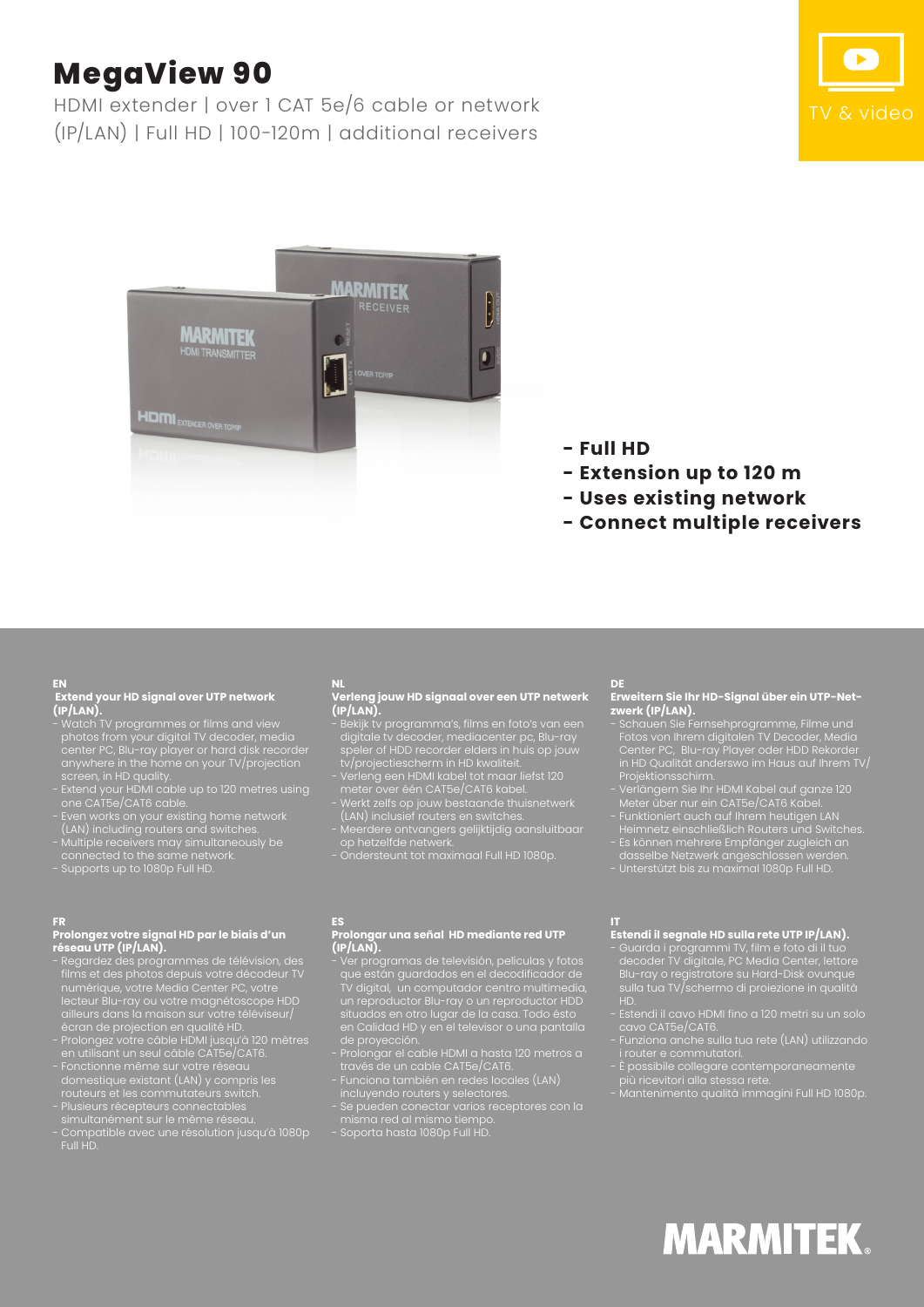# MegaView 90

HDMI extender | over 1 CAT 5e/6 cable or network (IP/LAN) | Full HD | 100-120m | additional receivers

TV & video

**- Full HD**
**- Extension up to 120 m**
**- Uses existing network**
**- Connect multiple receivers**

## EN

**Extend your HD signal over UTP network (IP/LAN).**

- Watch TV programmes or films and view photos from your digital TV decoder, media center PC, Blu-ray player or hard disk recorder anywhere in the home on your TV/projection screen, in HD quality.
- Extend your HDMI cable up to 120 metres using one CAT5e/CAT6 cable.
- Even works on your existing home network (LAN) including routers and switches.
- Multiple receivers may simultaneously be connected to the same network.
- Supports up to 1080p Full HD.

## NL

**Verleng jouw HD signaal over een UTP netwerk (IP/LAN).**

- Bekijk tv programma's, films en foto's van een digitale tv decoder, mediacenter pc, Blu-ray speler of HDD recorder elders in huis op jouw tv/projectiescherm in HD kwaliteit.
- Verleng een HDMI kabel tot maar liefst 120 meter over één CAT5e/CAT6 kabel.
- Werkt zelfs op jouw bestaande thuisnetwerk (LAN) inclusief routers en switches.
- Meerdere ontvangers gelijktijdig aansluitbaar op hetzelfde netwerk.
- Ondersteunt tot maximaal Full HD 1080p.

## DE

**Erweitern Sie Ihr HD-Signal über ein UTP-Netzwerk (IP/LAN).**

- Schauen Sie Fernsehprogramme, Filme und Fotos von Ihrem digitalen TV Decoder, Media Center PC, Blu-ray Player oder HDD Rekorder in HD Qualität anderswo im Haus auf Ihrem TV/Projektionsschirm.
- Verlängern Sie Ihr HDMI Kabel auf ganze 120 Meter über nur ein CAT5e/CAT6 Kabel.
- Funktioniert auch auf Ihrem heutigen LAN Heimnetz einschließlich Routers und Switches.
- Es können mehrere Empfänger zugleich an dasselbe Netzwerk angeschlossen werden.
- Unterstützt bis zu maximal 1080p Full HD.

## FR

**Prolongez votre signal HD par le biais d'un réseau UTP (IP/LAN).**

- Regardez des programmes de télévision, des films et des photos depuis votre décodeur TV numérique, votre Media Center PC, votre lecteur Blu-ray ou votre magnétoscope HDD ailleurs dans la maison sur votre téléviseur/écran de projection en qualité HD.
- Prolongez votre câble HDMI jusqu'à 120 mètres en utilisant un seul câble CAT5e/CAT6.
- Fonctionne même sur votre réseau domestique existant (LAN) y compris les routeurs et les commutateurs switch.
- Plusieurs récepteurs connectables simultanément sur le même réseau.
- Compatible avec une résolution jusqu'à 1080p Full HD.

## ES

**Prolongar una señal HD mediante red UTP (IP/LAN).**

- Ver programas de televisión, películas y fotos que están guardados en el decodificador de TV digital, un computador centro multimedia, un reproductor Blu-ray o un reproductor HDD situados en otro lugar de la casa. Todo ésto en Calidad HD y en el televisor o una pantalla de proyección.
- Prolongar el cable HDMI a hasta 120 metros a través de un cable CAT5e/CAT6.
- Funciona también en redes locales (LAN) incluyendo routers y selectores.
- Se pueden conectar varios receptores con la misma red al mismo tiempo.
- Soporta hasta 1080p Full HD.

## IT

**Estendi il segnale HD sulla rete UTP IP/LAN).**

- Guarda i programmi TV, film e foto di il tuo decoder TV digitale, PC Media Center, lettore Blu-ray o registratore su Hard-Disk ovunque sulla tua TV/schermo di proiezione in qualità HD.
- Estendi il cavo HDMI fino a 120 metri su un solo cavo CAT5e/CAT6.
- Funziona anche sulla tua rete (LAN) utilizzando i router e commutatori.
- È possibile collegare contemporaneamente più ricevitori alla stessa rete.
- Mantenimento qualità immagini Full HD 1080p.

MARMITEK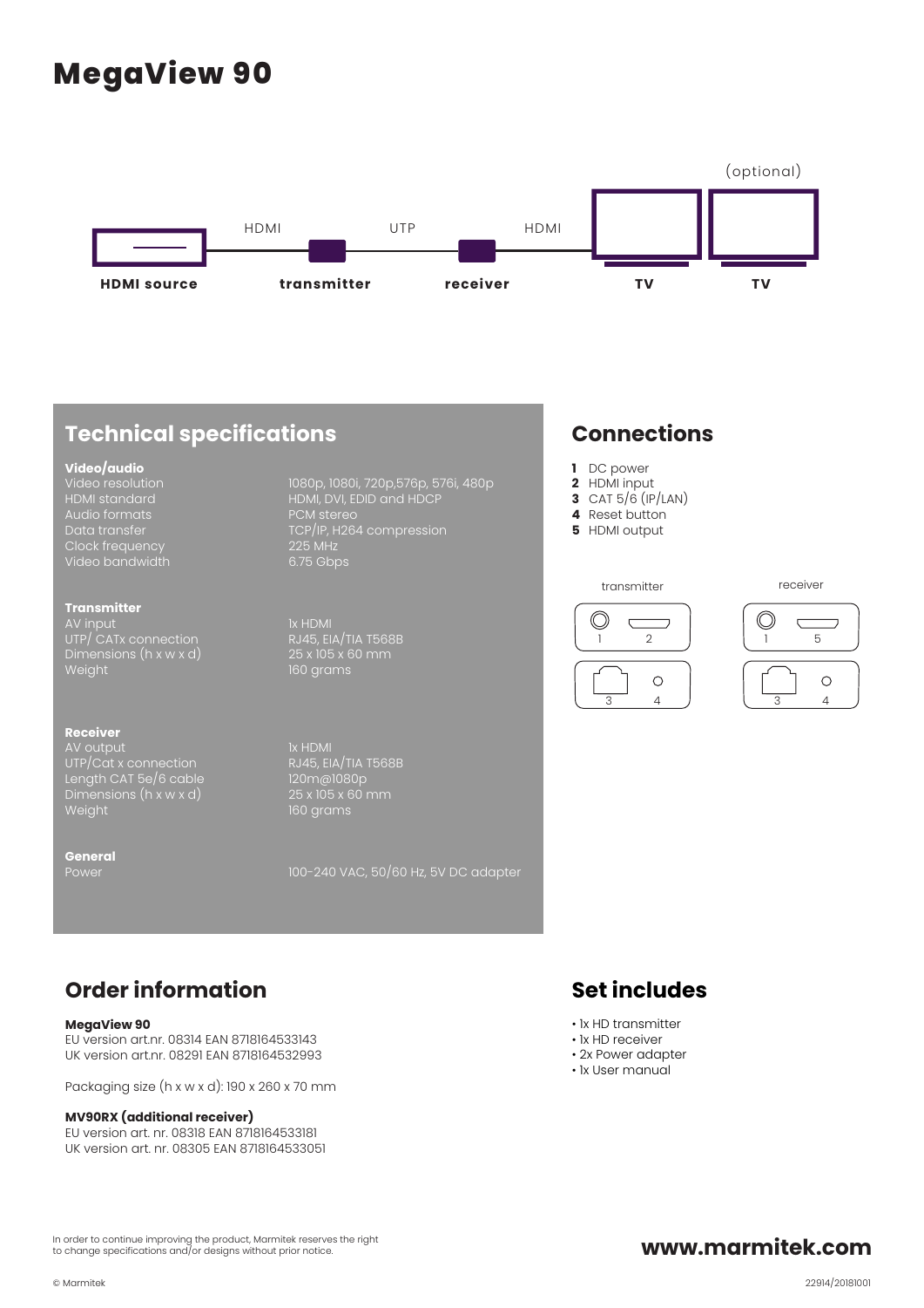# MegaView 90

(optional)

HDMI UTP HDMI

HDMI source transmitter receiver TV TV

## Technical specifications

| | |
|---|---|
| **Video/audio** | |
| Video resolution | 1080p, 1080i, 720p,576p, 576i, 480p |
| HDMI standard | HDMI, DVI, EDID and HDCP |
| Audio formats | PCM stereo |
| Data transfer | TCP/IP, H264 compression |
| Clock frequency | 225 MHz |
| Video bandwidth | 6.75 Gbps |
| **Transmitter** | |
| AV input | 1x HDMI |
| UTP/ CATx connection | RJ45, EIA/TIA T568B |
| Dimensions (h x w x d) | 25 x 105 x 60 mm |
| Weight | 160 grams |
| **Receiver** | |
| AV output | 1x HDMI |
| UTP/Cat x connection | RJ45, EIA/TIA T568B |
| Length CAT 5e/6 cable | 120m@1080p |
| Dimensions (h x w x d) | 25 x 105 x 60 mm |
| Weight | 160 grams |
| **General** | |
| Power | 100-240 VAC, 50/60 Hz, 5V DC adapter |

## Connections

**1** DC power
**2** HDMI input
**3** CAT 5/6 (IP/LAN)
**4** Reset button
**5** HDMI output

transmitter: 1 2 / 3 4

receiver: 1 5 / 3 4

## Order information

**MegaView 90**
EU version art.nr. 08314 EAN 8718164533143
UK version art.nr. 08291 EAN 8718164532993

Packaging size (h x w x d): 190 x 260 x 70 mm

**MV90RX (additional receiver)**
EU version art. nr. 08318 EAN 8718164533181
UK version art. nr. 08305 EAN 8718164533051

## Set includes

- 1x HD transmitter
- 1x HD receiver
- 2x Power adapter
- 1x User manual

In order to continue improving the product, Marmitek reserves the right to change specifications and/or designs without prior notice.

**www.marmitek.com**

© Marmitek

22914/20181001